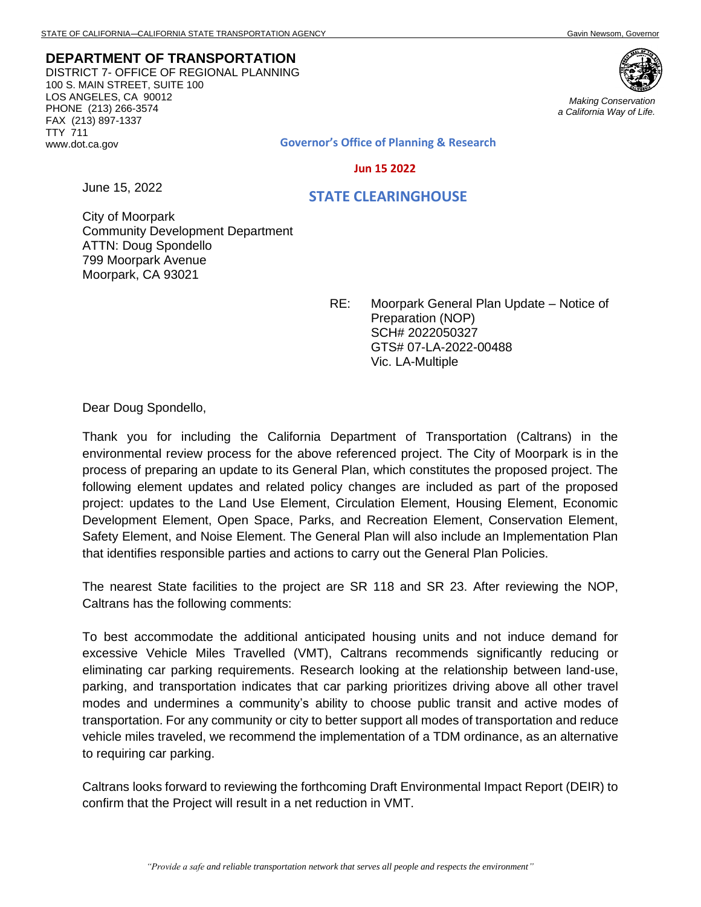STATE OF CALIFORNIA—CALIFORNIA STATE TRANSPORTATION AGENCY Gavin Newsom, Governor

**DEPARTMENT OF TRANSPORTATION**
DISTRICT 7- OFFICE OF REGIONAL PLANNING
100 S. MAIN STREET, SUITE 100
LOS ANGELES, CA 90012
PHONE (213) 266-3574
FAX (213) 897-1337
TTY 711
www.dot.ca.gov

*Making Conservation a California Way of Life.*

**Governor's Office of Planning & Research**

**Jun 15 2022**

**STATE CLEARINGHOUSE**

June 15, 2022

City of Moorpark
Community Development Department
ATTN: Doug Spondello
799 Moorpark Avenue
Moorpark, CA 93021

RE: Moorpark General Plan Update – Notice of Preparation (NOP)
SCH# 2022050327
GTS# 07-LA-2022-00488
Vic. LA-Multiple

Dear Doug Spondello,

Thank you for including the California Department of Transportation (Caltrans) in the environmental review process for the above referenced project. The City of Moorpark is in the process of preparing an update to its General Plan, which constitutes the proposed project. The following element updates and related policy changes are included as part of the proposed project: updates to the Land Use Element, Circulation Element, Housing Element, Economic Development Element, Open Space, Parks, and Recreation Element, Conservation Element, Safety Element, and Noise Element. The General Plan will also include an Implementation Plan that identifies responsible parties and actions to carry out the General Plan Policies.

The nearest State facilities to the project are SR 118 and SR 23. After reviewing the NOP, Caltrans has the following comments:

To best accommodate the additional anticipated housing units and not induce demand for excessive Vehicle Miles Travelled (VMT), Caltrans recommends significantly reducing or eliminating car parking requirements. Research looking at the relationship between land-use, parking, and transportation indicates that car parking prioritizes driving above all other travel modes and undermines a community's ability to choose public transit and active modes of transportation. For any community or city to better support all modes of transportation and reduce vehicle miles traveled, we recommend the implementation of a TDM ordinance, as an alternative to requiring car parking.

Caltrans looks forward to reviewing the forthcoming Draft Environmental Impact Report (DEIR) to confirm that the Project will result in a net reduction in VMT.

*"Provide a safe and reliable transportation network that serves all people and respects the environment"*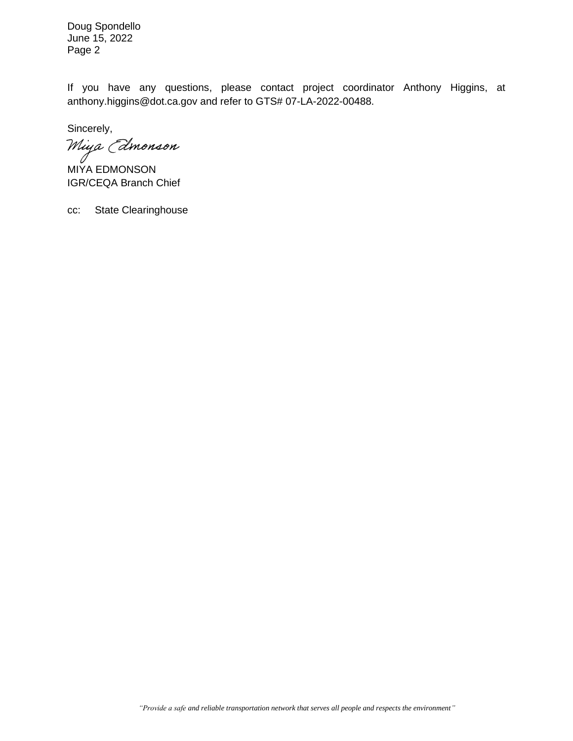If you have any questions, please contact project coordinator Anthony Higgins, at anthony.higgins@dot.ca.gov and refer to GTS# 07-LA-2022-00488.

Sincerely,

*Miya Edmonson*

MIYA EDMONSON
IGR/CEQA Branch Chief

cc: State Clearinghouse